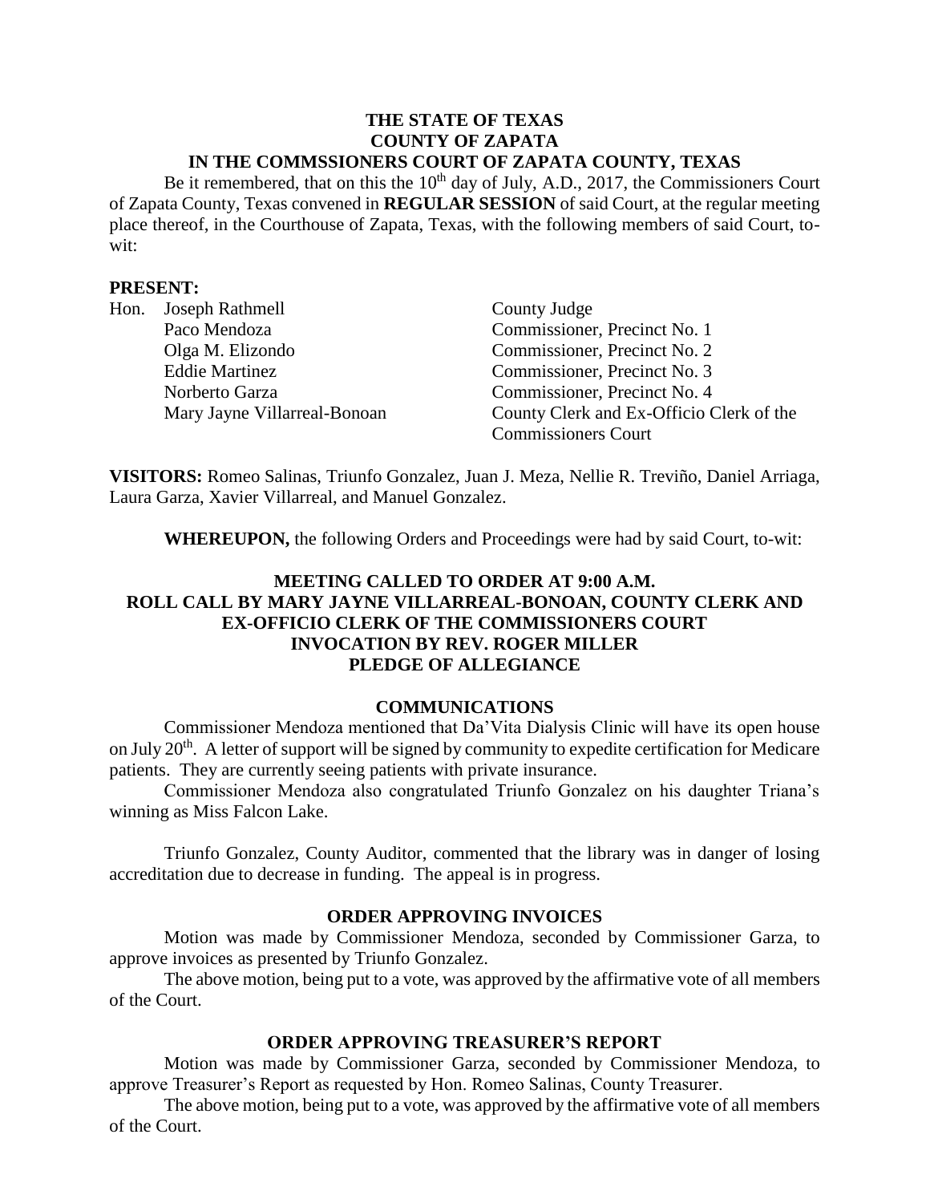**THE STATE OF TEXAS**
**COUNTY OF ZAPATA**
**IN THE COMMSSIONERS COURT OF ZAPATA COUNTY, TEXAS**

Be it remembered, that on this the 10th day of July, A.D., 2017, the Commissioners Court of Zapata County, Texas convened in **REGULAR SESSION** of said Court, at the regular meeting place thereof, in the Courthouse of Zapata, Texas, with the following members of said Court, to-wit:

**PRESENT:**

| | | |
|---|---|---|
| Hon. | Joseph Rathmell | County Judge |
| | Paco Mendoza | Commissioner, Precinct No. 1 |
| | Olga M. Elizondo | Commissioner, Precinct No. 2 |
| | Eddie Martinez | Commissioner, Precinct No. 3 |
| | Norberto Garza | Commissioner, Precinct No. 4 |
| | Mary Jayne Villarreal-Bonoan | County Clerk and Ex-Officio Clerk of the Commissioners Court |

**VISITORS:** Romeo Salinas, Triunfo Gonzalez, Juan J. Meza, Nellie R. Treviño, Daniel Arriaga, Laura Garza, Xavier Villarreal, and Manuel Gonzalez.

**WHEREUPON,** the following Orders and Proceedings were had by said Court, to-wit:

**MEETING CALLED TO ORDER AT 9:00 A.M.**
**ROLL CALL BY MARY JAYNE VILLARREAL-BONOAN, COUNTY CLERK AND EX-OFFICIO CLERK OF THE COMMISSIONERS COURT**
**INVOCATION BY REV. ROGER MILLER**
**PLEDGE OF ALLEGIANCE**

**COMMUNICATIONS**

Commissioner Mendoza mentioned that Da'Vita Dialysis Clinic will have its open house on July 20th. A letter of support will be signed by community to expedite certification for Medicare patients. They are currently seeing patients with private insurance.

Commissioner Mendoza also congratulated Triunfo Gonzalez on his daughter Triana's winning as Miss Falcon Lake.

Triunfo Gonzalez, County Auditor, commented that the library was in danger of losing accreditation due to decrease in funding. The appeal is in progress.

**ORDER APPROVING INVOICES**

Motion was made by Commissioner Mendoza, seconded by Commissioner Garza, to approve invoices as presented by Triunfo Gonzalez.

The above motion, being put to a vote, was approved by the affirmative vote of all members of the Court.

**ORDER APPROVING TREASURER'S REPORT**

Motion was made by Commissioner Garza, seconded by Commissioner Mendoza, to approve Treasurer's Report as requested by Hon. Romeo Salinas, County Treasurer.

The above motion, being put to a vote, was approved by the affirmative vote of all members of the Court.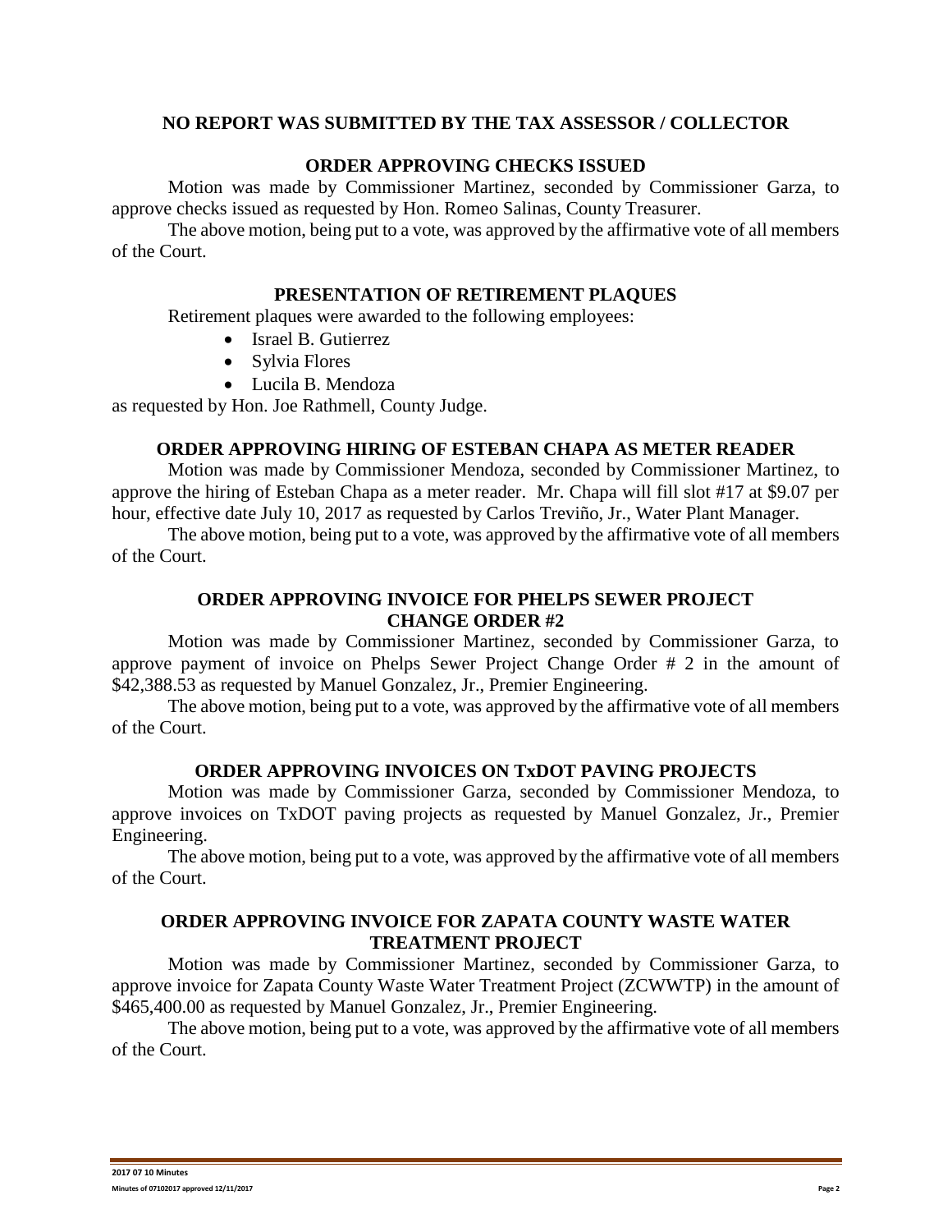### NO REPORT WAS SUBMITTED BY THE TAX ASSESSOR / COLLECTOR

### ORDER APPROVING CHECKS ISSUED

Motion was made by Commissioner Martinez, seconded by Commissioner Garza, to approve checks issued as requested by Hon. Romeo Salinas, County Treasurer.

The above motion, being put to a vote, was approved by the affirmative vote of all members of the Court.

### PRESENTATION OF RETIREMENT PLAQUES

Retirement plaques were awarded to the following employees:

- Israel B. Gutierrez
- Sylvia Flores
- Lucila B. Mendoza

as requested by Hon. Joe Rathmell, County Judge.

### ORDER APPROVING HIRING OF ESTEBAN CHAPA AS METER READER

Motion was made by Commissioner Mendoza, seconded by Commissioner Martinez, to approve the hiring of Esteban Chapa as a meter reader. Mr. Chapa will fill slot #17 at $9.07 per hour, effective date July 10, 2017 as requested by Carlos Treviño, Jr., Water Plant Manager.

The above motion, being put to a vote, was approved by the affirmative vote of all members of the Court.

### ORDER APPROVING INVOICE FOR PHELPS SEWER PROJECT CHANGE ORDER #2

Motion was made by Commissioner Martinez, seconded by Commissioner Garza, to approve payment of invoice on Phelps Sewer Project Change Order # 2 in the amount of $42,388.53 as requested by Manuel Gonzalez, Jr., Premier Engineering.

The above motion, being put to a vote, was approved by the affirmative vote of all members of the Court.

### ORDER APPROVING INVOICES ON TxDOT PAVING PROJECTS

Motion was made by Commissioner Garza, seconded by Commissioner Mendoza, to approve invoices on TxDOT paving projects as requested by Manuel Gonzalez, Jr., Premier Engineering.

The above motion, being put to a vote, was approved by the affirmative vote of all members of the Court.

### ORDER APPROVING INVOICE FOR ZAPATA COUNTY WASTE WATER TREATMENT PROJECT

Motion was made by Commissioner Martinez, seconded by Commissioner Garza, to approve invoice for Zapata County Waste Water Treatment Project (ZCWWTP) in the amount of $465,400.00 as requested by Manuel Gonzalez, Jr., Premier Engineering.

The above motion, being put to a vote, was approved by the affirmative vote of all members of the Court.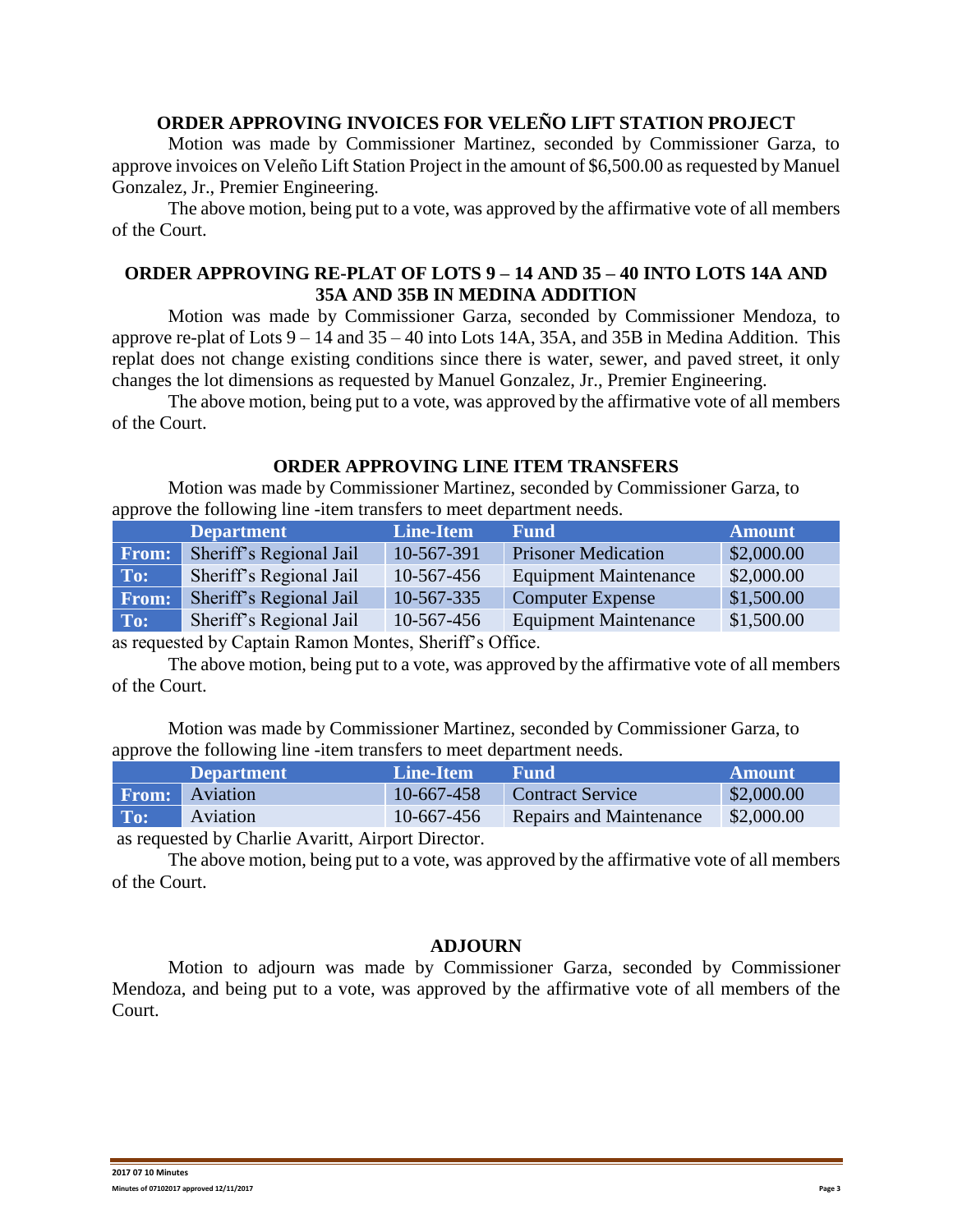## ORDER APPROVING INVOICES FOR VELEÑO LIFT STATION PROJECT

Motion was made by Commissioner Martinez, seconded by Commissioner Garza, to approve invoices on Veleño Lift Station Project in the amount of $6,500.00 as requested by Manuel Gonzalez, Jr., Premier Engineering.

The above motion, being put to a vote, was approved by the affirmative vote of all members of the Court.

## ORDER APPROVING RE-PLAT OF LOTS 9 – 14 AND 35 – 40 INTO LOTS 14A AND 35A AND 35B IN MEDINA ADDITION

Motion was made by Commissioner Garza, seconded by Commissioner Mendoza, to approve re-plat of Lots 9 – 14 and 35 – 40 into Lots 14A, 35A, and 35B in Medina Addition. This replat does not change existing conditions since there is water, sewer, and paved street, it only changes the lot dimensions as requested by Manuel Gonzalez, Jr., Premier Engineering.

The above motion, being put to a vote, was approved by the affirmative vote of all members of the Court.

## ORDER APPROVING LINE ITEM TRANSFERS

Motion was made by Commissioner Martinez, seconded by Commissioner Garza, to approve the following line -item transfers to meet department needs.

| | Department | Line-Item | Fund | Amount |
|---|---|---|---|---|
| From: | Sheriff's Regional Jail | 10-567-391 | Prisoner Medication | $2,000.00 |
| To: | Sheriff's Regional Jail | 10-567-456 | Equipment Maintenance | $2,000.00 |
| From: | Sheriff's Regional Jail | 10-567-335 | Computer Expense | $1,500.00 |
| To: | Sheriff's Regional Jail | 10-567-456 | Equipment Maintenance | $1,500.00 |

as requested by Captain Ramon Montes, Sheriff's Office.

The above motion, being put to a vote, was approved by the affirmative vote of all members of the Court.

Motion was made by Commissioner Martinez, seconded by Commissioner Garza, to approve the following line -item transfers to meet department needs.

| | Department | Line-Item | Fund | Amount |
|---|---|---|---|---|
| From: | Aviation | 10-667-458 | Contract Service | $2,000.00 |
| To: | Aviation | 10-667-456 | Repairs and Maintenance | $2,000.00 |

as requested by Charlie Avaritt, Airport Director.

The above motion, being put to a vote, was approved by the affirmative vote of all members of the Court.

## ADJOURN

Motion to adjourn was made by Commissioner Garza, seconded by Commissioner Mendoza, and being put to a vote, was approved by the affirmative vote of all members of the Court.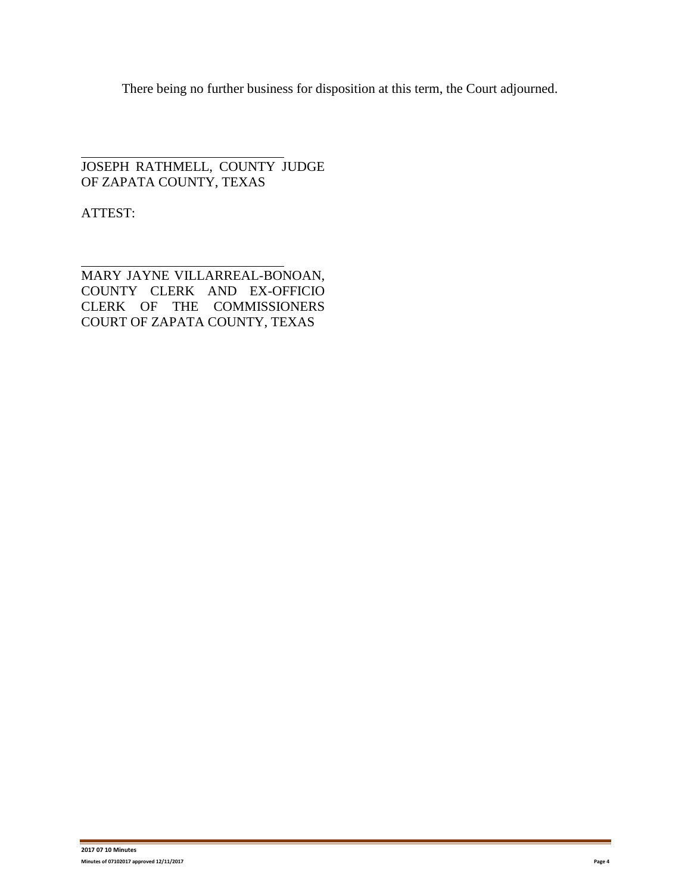There being no further business for disposition at this term, the Court adjourned.

\_\_\_\_\_\_\_\_\_\_\_\_\_\_\_\_\_\_\_\_\_\_\_\_\_\_\_\_\_\_

JOSEPH RATHMELL, COUNTY JUDGE OF ZAPATA COUNTY, TEXAS

ATTEST:

\_\_\_\_\_\_\_\_\_\_\_\_\_\_\_\_\_\_\_\_\_\_\_\_\_\_\_\_\_\_

MARY JAYNE VILLARREAL-BONOAN, COUNTY CLERK AND EX-OFFICIO CLERK OF THE COMMISSIONERS COURT OF ZAPATA COUNTY, TEXAS